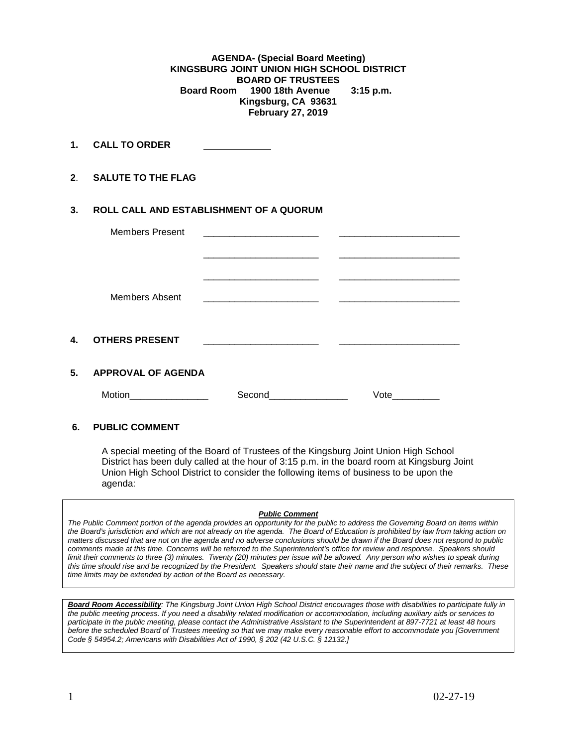**AGENDA- (Special Board Meeting)**
**KINGSBURG JOINT UNION HIGH SCHOOL DISTRICT**
**BOARD OF TRUSTEES**
**Board Room 1900 18th Avenue 3:15 p.m.**
**Kingsburg, CA 93631**
**February 27, 2019**

**1. CALL TO ORDER** ____________

**2. SALUTE TO THE FLAG**

**3. ROLL CALL AND ESTABLISHMENT OF A QUORUM**

Members Present ______________________ ______________________

______________________ ______________________

______________________ ______________________

Members Absent ______________________ ______________________

**4. OTHERS PRESENT** ______________________ ______________________

**5. APPROVAL OF AGENDA**

Motion_______________ Second_______________ Vote_________

**6. PUBLIC COMMENT**

A special meeting of the Board of Trustees of the Kingsburg Joint Union High School District has been duly called at the hour of 3:15 p.m. in the board room at Kingsburg Joint Union High School District to consider the following items of business to be upon the agenda:

***Public Comment***

*The Public Comment portion of the agenda provides an opportunity for the public to address the Governing Board on items within the Board's jurisdiction and which are not already on the agenda. The Board of Education is prohibited by law from taking action on matters discussed that are not on the agenda and no adverse conclusions should be drawn if the Board does not respond to public comments made at this time. Concerns will be referred to the Superintendent's office for review and response. Speakers should limit their comments to three (3) minutes. Twenty (20) minutes per issue will be allowed. Any person who wishes to speak during this time should rise and be recognized by the President. Speakers should state their name and the subject of their remarks. These time limits may be extended by action of the Board as necessary.*

***Board Room Accessibility****: The Kingsburg Joint Union High School District encourages those with disabilities to participate fully in the public meeting process. If you need a disability related modification or accommodation, including auxiliary aids or services to participate in the public meeting, please contact the Administrative Assistant to the Superintendent at 897-7721 at least 48 hours before the scheduled Board of Trustees meeting so that we may make every reasonable effort to accommodate you [Government Code § 54954.2; Americans with Disabilities Act of 1990, § 202 (42 U.S.C. § 12132.]*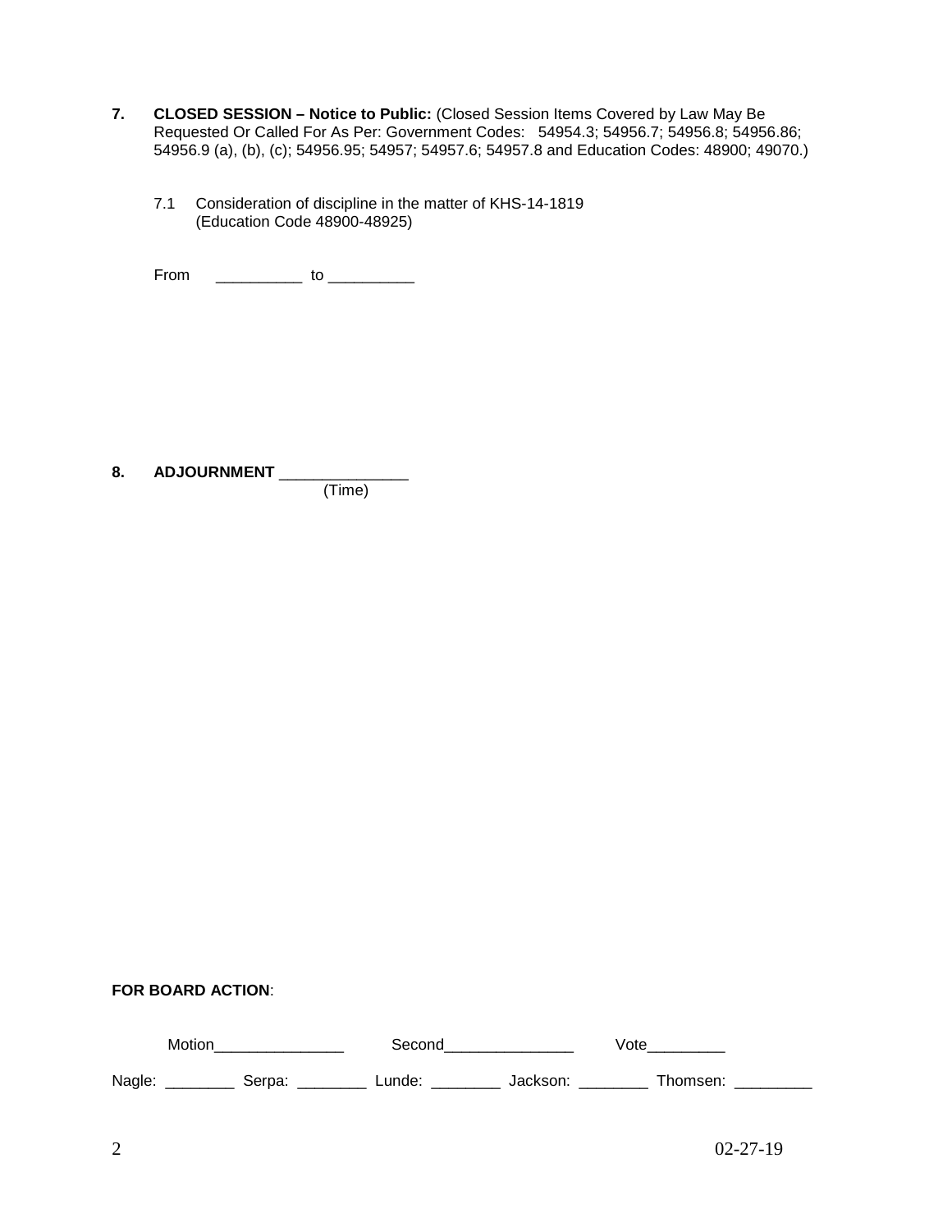**7. CLOSED SESSION – Notice to Public:** (Closed Session Items Covered by Law May Be Requested Or Called For As Per: Government Codes: 54954.3; 54956.7; 54956.8; 54956.86; 54956.9 (a), (b), (c); 54956.95; 54957; 54957.6; 54957.8 and Education Codes: 48900; 49070.)

7.1 Consideration of discipline in the matter of KHS-14-1819 (Education Code 48900-48925)

From __________ to __________

**8. ADJOURNMENT** _______________
(Time)

**FOR BOARD ACTION**:

Motion_______________ Second_______________ Vote_________

Nagle: ________ Serpa: ________ Lunde: ________ Jackson: ________ Thomsen: _________

02-27-19